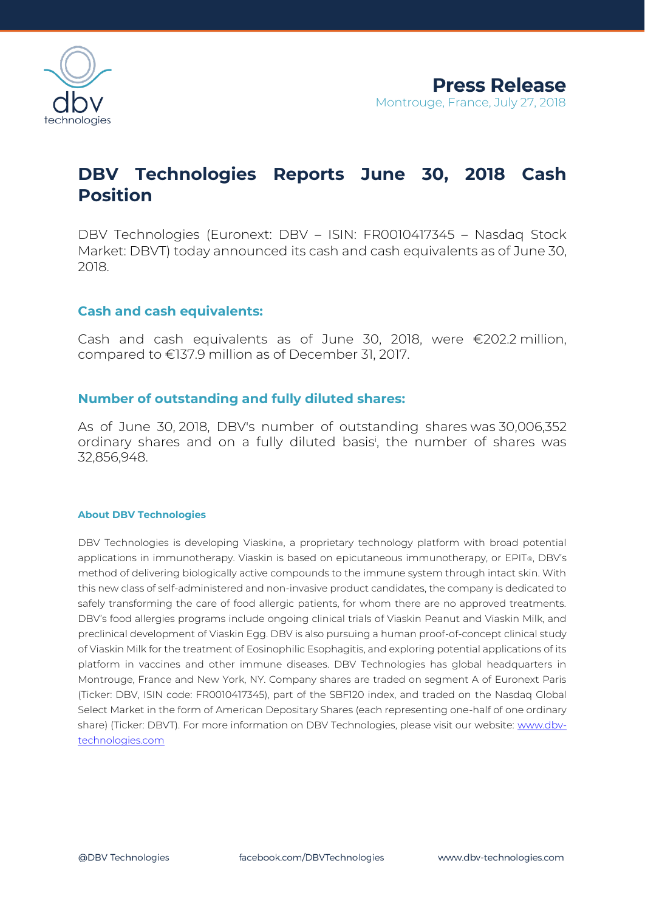# Press Release

Montrouge, France, July 27, 2018

## DBV Technologies Reports June 30, 2018 Cash Position

DBV Technologies (Euronext: DBV – ISIN: FR0010417345 – Nasdaq Stock Market: DBVT) today announced its cash and cash equivalents as of June 30, 2018.

### Cash and cash equivalents:

Cash and cash equivalents as of June 30, 2018, were €202.2 million, compared to €137.9 million as of December 31, 2017.

### Number of outstanding and fully diluted shares:

As of June 30, 2018, DBV's number of outstanding shares was 30,006,352 ordinary shares and on a fully diluted basis[i], the number of shares was 32,856,948.

#### About DBV Technologies

DBV Technologies is developing Viaskin®, a proprietary technology platform with broad potential applications in immunotherapy. Viaskin is based on epicutaneous immunotherapy, or EPIT®, DBV's method of delivering biologically active compounds to the immune system through intact skin. With this new class of self-administered and non-invasive product candidates, the company is dedicated to safely transforming the care of food allergic patients, for whom there are no approved treatments. DBV's food allergies programs include ongoing clinical trials of Viaskin Peanut and Viaskin Milk, and preclinical development of Viaskin Egg. DBV is also pursuing a human proof-of-concept clinical study of Viaskin Milk for the treatment of Eosinophilic Esophagitis, and exploring potential applications of its platform in vaccines and other immune diseases. DBV Technologies has global headquarters in Montrouge, France and New York, NY. Company shares are traded on segment A of Euronext Paris (Ticker: DBV, ISIN code: FR0010417345), part of the SBF120 index, and traded on the Nasdaq Global Select Market in the form of American Depositary Shares (each representing one-half of one ordinary share) (Ticker: DBVT). For more information on DBV Technologies, please visit our website: www.dbv-technologies.com

@DBV Technologies facebook.com/DBVTechnologies www.dbv-technologies.com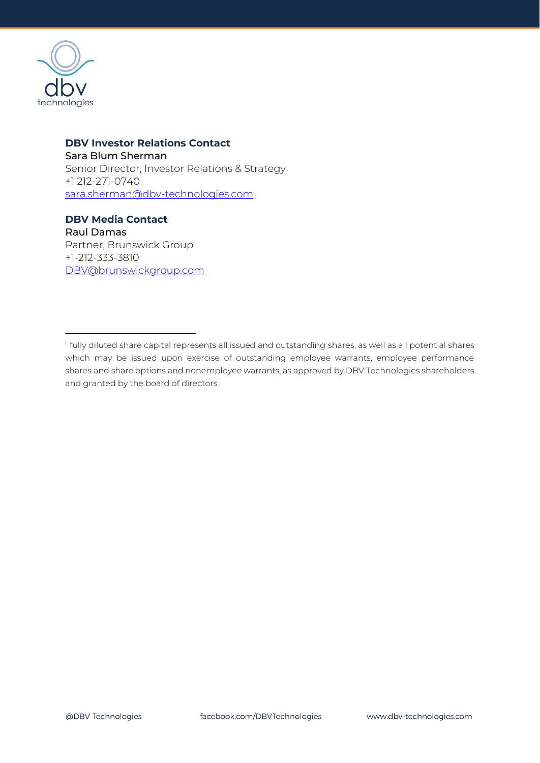**DBV Investor Relations Contact**
Sara Blum Sherman
Senior Director, Investor Relations & Strategy
+1 212-271-0740
sara.sherman@dbv-technologies.com

**DBV Media Contact**
Raul Damas
Partner, Brunswick Group
+1-212-333-3810
DBV@brunswickgroup.com

---

[i] fully diluted share capital represents all issued and outstanding shares, as well as all potential shares which may be issued upon exercise of outstanding employee warrants, employee performance shares and share options and nonemployee warrants, as approved by DBV Technologies shareholders and granted by the board of directors.